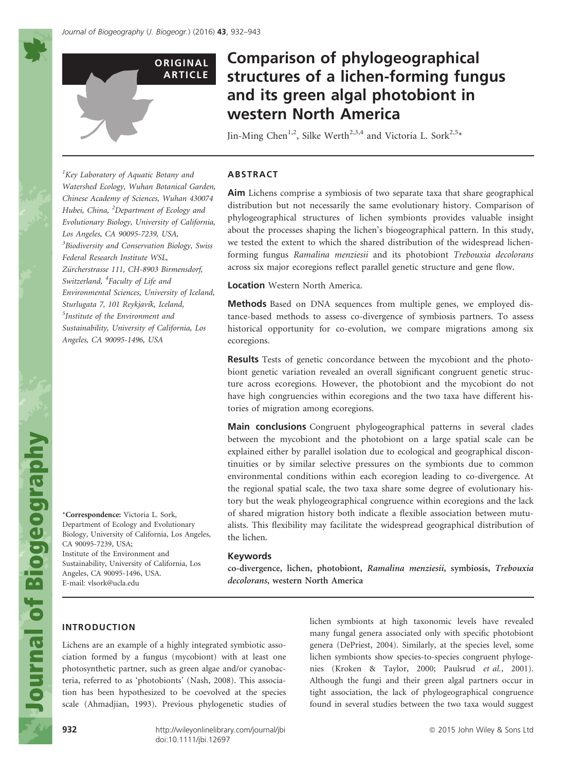ORIGINAL ARTICLE

# Comparison of phylogeographical structures of a lichen-forming fungus and its green algal photobiont in western North America

Jin-Ming Chen[1,2], Silke Werth[2,3,4] and Victoria L. Sork[2,5]*

[1]Key Laboratory of Aquatic Botany and Watershed Ecology, Wuhan Botanical Garden, Chinese Academy of Sciences, Wuhan 430074 Hubei, China, [2]Department of Ecology and Evolutionary Biology, University of California, Los Angeles, CA 90095-7239, USA, [3]Biodiversity and Conservation Biology, Swiss Federal Research Institute WSL, Zürcherstrasse 111, CH-8903 Birmensdorf, Switzerland, [4]Faculty of Life and Environmental Sciences, University of Iceland, Sturlugata 7, 101 Reykjavík, Iceland, [5]Institute of the Environment and Sustainability, University of California, Los Angeles, CA 90095-1496, USA

*Correspondence: Victoria L. Sork, Department of Ecology and Evolutionary Biology, University of California, Los Angeles, CA 90095-7239, USA; Institute of the Environment and Sustainability, University of California, Los Angeles, CA 90095-1496, USA. E-mail: vlsork@ucla.edu

## ABSTRACT

**Aim** Lichens comprise a symbiosis of two separate taxa that share geographical distribution but not necessarily the same evolutionary history. Comparison of phylogeographical structures of lichen symbionts provides valuable insight about the processes shaping the lichen's biogeographical pattern. In this study, we tested the extent to which the shared distribution of the widespread lichen-forming fungus *Ramalina menziesii* and its photobiont *Trebouxia decolorans* across six major ecoregions reflect parallel genetic structure and gene flow.

**Location** Western North America.

**Methods** Based on DNA sequences from multiple genes, we employed distance-based methods to assess co-divergence of symbiosis partners. To assess historical opportunity for co-evolution, we compare migrations among six ecoregions.

**Results** Tests of genetic concordance between the mycobiont and the photobiont genetic variation revealed an overall significant congruent genetic structure across ecoregions. However, the photobiont and the mycobiont do not have high congruencies within ecoregions and the two taxa have different histories of migration among ecoregions.

**Main conclusions** Congruent phylogeographical patterns in several clades between the mycobiont and the photobiont on a large spatial scale can be explained either by parallel isolation due to ecological and geographical discontinuities or by similar selective pressures on the symbionts due to common environmental conditions within each ecoregion leading to co-divergence. At the regional spatial scale, the two taxa share some degree of evolutionary history but the weak phylogeographical congruence within ecoregions and the lack of shared migration history both indicate a flexible association between mutualists. This flexibility may facilitate the widespread geographical distribution of the lichen.

**Keywords**
co-divergence, lichen, photobiont, *Ramalina menziesii*, symbiosis, *Trebouxia decolorans*, western North America

## INTRODUCTION

Lichens are an example of a highly integrated symbiotic association formed by a fungus (mycobiont) with at least one photosynthetic partner, such as green algae and/or cyanobacteria, referred to as 'photobionts' (Nash, 2008). This association has been hypothesized to be coevolved at the species scale (Ahmadjian, 1993). Previous phylogenetic studies of lichen symbionts at high taxonomic levels have revealed many fungal genera associated only with specific photobiont genera (DePriest, 2004). Similarly, at the species level, some lichen symbionts show species-to-species congruent phylogenies (Kroken & Taylor, 2000; Paulsrud *et al.*, 2001). Although the fungi and their green algal partners occur in tight association, the lack of phylogeographical congruence found in several studies between the two taxa would suggest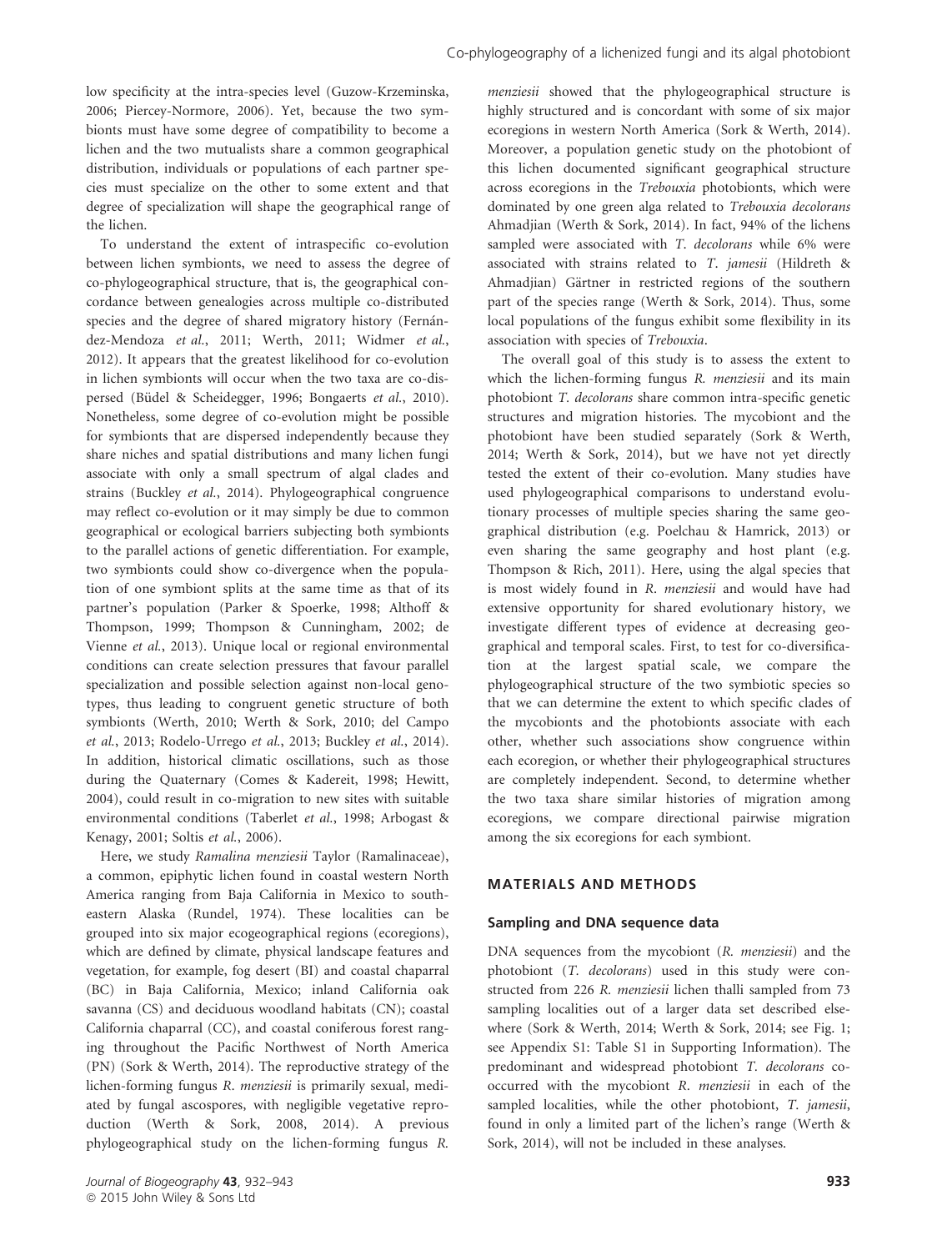low specificity at the intra-species level (Guzow-Krzeminska, 2006; Piercey-Normore, 2006). Yet, because the two symbionts must have some degree of compatibility to become a lichen and the two mutualists share a common geographical distribution, individuals or populations of each partner species must specialize on the other to some extent and that degree of specialization will shape the geographical range of the lichen.

To understand the extent of intraspecific co-evolution between lichen symbionts, we need to assess the degree of co-phylogeographical structure, that is, the geographical concordance between genealogies across multiple co-distributed species and the degree of shared migratory history (Fernández-Mendoza *et al.*, 2011; Werth, 2011; Widmer *et al.*, 2012). It appears that the greatest likelihood for co-evolution in lichen symbionts will occur when the two taxa are co-dispersed (Büdel & Scheidegger, 1996; Bongaerts *et al.*, 2010). Nonetheless, some degree of co-evolution might be possible for symbionts that are dispersed independently because they share niches and spatial distributions and many lichen fungi associate with only a small spectrum of algal clades and strains (Buckley *et al.*, 2014). Phylogeographical congruence may reflect co-evolution or it may simply be due to common geographical or ecological barriers subjecting both symbionts to the parallel actions of genetic differentiation. For example, two symbionts could show co-divergence when the population of one symbiont splits at the same time as that of its partner's population (Parker & Spoerke, 1998; Althoff & Thompson, 1999; Thompson & Cunningham, 2002; de Vienne *et al.*, 2013). Unique local or regional environmental conditions can create selection pressures that favour parallel specialization and possible selection against non-local genotypes, thus leading to congruent genetic structure of both symbionts (Werth, 2010; Werth & Sork, 2010; del Campo *et al.*, 2013; Rodelo-Urrego *et al.*, 2013; Buckley *et al.*, 2014). In addition, historical climatic oscillations, such as those during the Quaternary (Comes & Kadereit, 1998; Hewitt, 2004), could result in co-migration to new sites with suitable environmental conditions (Taberlet *et al.*, 1998; Arbogast & Kenagy, 2001; Soltis *et al.*, 2006).

Here, we study *Ramalina menziesii* Taylor (Ramalinaceae), a common, epiphytic lichen found in coastal western North America ranging from Baja California in Mexico to south-eastern Alaska (Rundel, 1974). These localities can be grouped into six major ecogeographical regions (ecoregions), which are defined by climate, physical landscape features and vegetation, for example, fog desert (BI) and coastal chaparral (BC) in Baja California, Mexico; inland California oak savanna (CS) and deciduous woodland habitats (CN); coastal California chaparral (CC), and coastal coniferous forest ranging throughout the Pacific Northwest of North America (PN) (Sork & Werth, 2014). The reproductive strategy of the lichen-forming fungus *R. menziesii* is primarily sexual, mediated by fungal ascospores, with negligible vegetative reproduction (Werth & Sork, 2008, 2014). A previous phylogeographical study on the lichen-forming fungus *R. menziesii* showed that the phylogeographical structure is highly structured and is concordant with some of six major ecoregions in western North America (Sork & Werth, 2014). Moreover, a population genetic study on the photobiont of this lichen documented significant geographical structure across ecoregions in the *Trebouxia* photobionts, which were dominated by one green alga related to *Trebouxia decolorans* Ahmadjian (Werth & Sork, 2014). In fact, 94% of the lichens sampled were associated with *T. decolorans* while 6% were associated with strains related to *T. jamesii* (Hildreth & Ahmadjian) Gärtner in restricted regions of the southern part of the species range (Werth & Sork, 2014). Thus, some local populations of the fungus exhibit some flexibility in its association with species of *Trebouxia*.

The overall goal of this study is to assess the extent to which the lichen-forming fungus *R. menziesii* and its main photobiont *T. decolorans* share common intra-specific genetic structures and migration histories. The mycobiont and the photobiont have been studied separately (Sork & Werth, 2014; Werth & Sork, 2014), but we have not yet directly tested the extent of their co-evolution. Many studies have used phylogeographical comparisons to understand evolutionary processes of multiple species sharing the same geographical distribution (e.g. Poelchau & Hamrick, 2013) or even sharing the same geography and host plant (e.g. Thompson & Rich, 2011). Here, using the algal species that is most widely found in *R. menziesii* and would have had extensive opportunity for shared evolutionary history, we investigate different types of evidence at decreasing geographical and temporal scales. First, to test for co-diversification at the largest spatial scale, we compare the phylogeographical structure of the two symbiotic species so that we can determine the extent to which specific clades of the mycobionts and the photobionts associate with each other, whether such associations show congruence within each ecoregion, or whether their phylogeographical structures are completely independent. Second, to determine whether the two taxa share similar histories of migration among ecoregions, we compare directional pairwise migration among the six ecoregions for each symbiont.

## MATERIALS AND METHODS

### Sampling and DNA sequence data

DNA sequences from the mycobiont (*R. menziesii*) and the photobiont (*T. decolorans*) used in this study were constructed from 226 *R. menziesii* lichen thalli sampled from 73 sampling localities out of a larger data set described elsewhere (Sork & Werth, 2014; Werth & Sork, 2014; see Fig. 1; see Appendix S1: Table S1 in Supporting Information). The predominant and widespread photobiont *T. decolorans* co-occurred with the mycobiont *R. menziesii* in each of the sampled localities, while the other photobiont, *T. jamesii*, found in only a limited part of the lichen's range (Werth & Sork, 2014), will not be included in these analyses.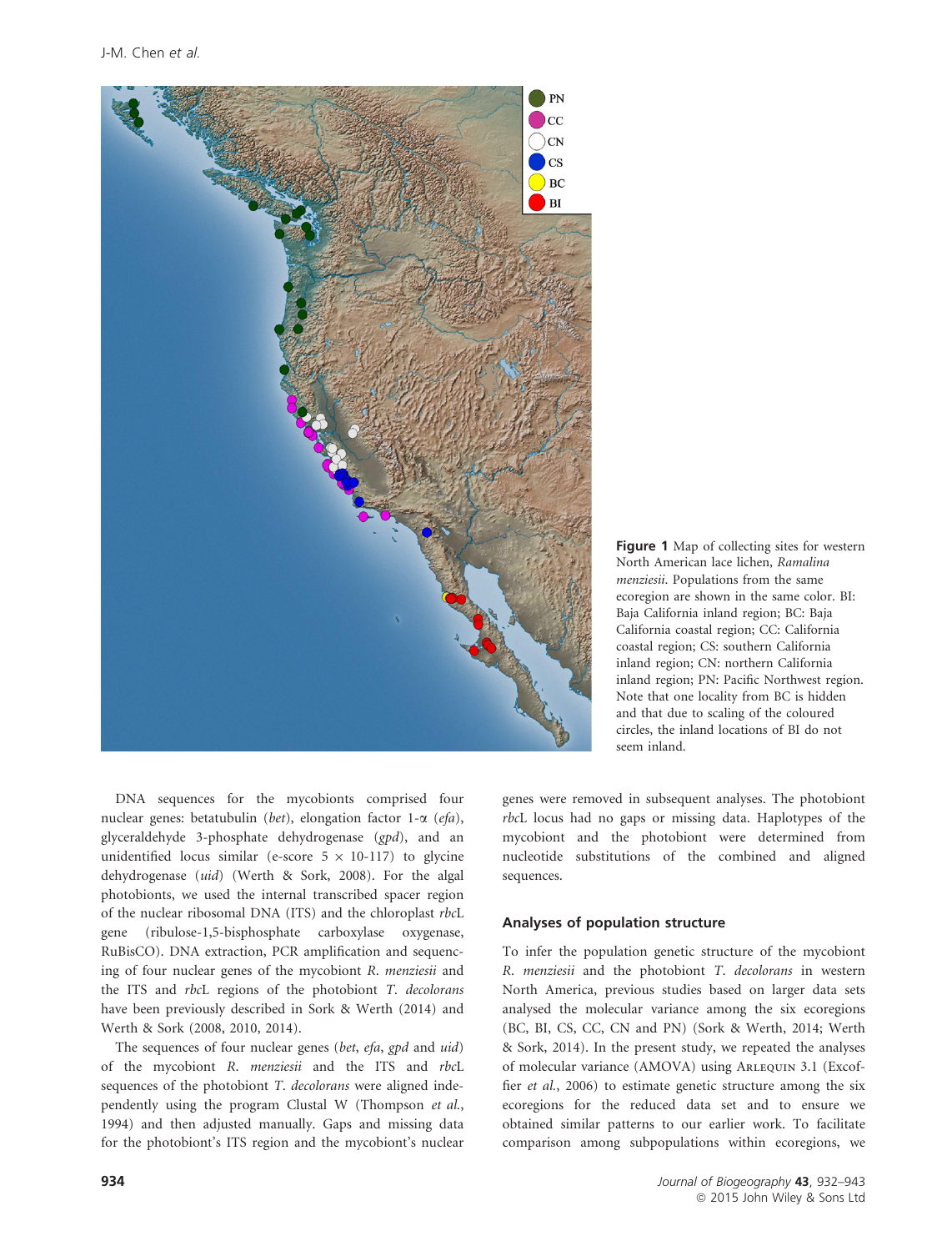**Figure 1** Map of collecting sites for western North American lace lichen, *Ramalina menziesii*. Populations from the same ecoregion are shown in the same color. BI: Baja California inland region; BC: Baja California coastal region; CC: California coastal region; CS: southern California inland region; CN: northern California inland region; PN: Pacific Northwest region. Note that one locality from BC is hidden and that due to scaling of the coloured circles, the inland locations of BI do not seem inland.

DNA sequences for the mycobionts comprised four nuclear genes: betatubulin (*bet*), elongation factor 1-α (*efa*), glyceraldehyde 3-phosphate dehydrogenase (*gpd*), and an unidentified locus similar (e-score 5 × 10-117) to glycine dehydrogenase (*uid*) (Werth & Sork, 2008). For the algal photobionts, we used the internal transcribed spacer region of the nuclear ribosomal DNA (ITS) and the chloroplast *rbc*L gene (ribulose-1,5-bisphosphate carboxylase oxygenase, RuBisCO). DNA extraction, PCR amplification and sequencing of four nuclear genes of the mycobiont *R. menziesii* and the ITS and *rbc*L regions of the photobiont *T. decolorans* have been previously described in Sork & Werth (2014) and Werth & Sork (2008, 2010, 2014).

The sequences of four nuclear genes (*bet*, *efa*, *gpd* and *uid*) of the mycobiont *R. menziesii* and the ITS and *rbc*L sequences of the photobiont *T. decolorans* were aligned independently using the program Clustal W (Thompson *et al.*, 1994) and then adjusted manually. Gaps and missing data for the photobiont's ITS region and the mycobiont's nuclear genes were removed in subsequent analyses. The photobiont *rbc*L locus had no gaps or missing data. Haplotypes of the mycobiont and the photobiont were determined from nucleotide substitutions of the combined and aligned sequences.

### Analyses of population structure

To infer the population genetic structure of the mycobiont *R. menziesii* and the photobiont *T. decolorans* in western North America, previous studies based on larger data sets analysed the molecular variance among the six ecoregions (BC, BI, CS, CC, CN and PN) (Sork & Werth, 2014; Werth & Sork, 2014). In the present study, we repeated the analyses of molecular variance (AMOVA) using Arlequin 3.1 (Excoffier *et al.*, 2006) to estimate genetic structure among the six ecoregions for the reduced data set and to ensure we obtained similar patterns to our earlier work. To facilitate comparison among subpopulations within ecoregions, we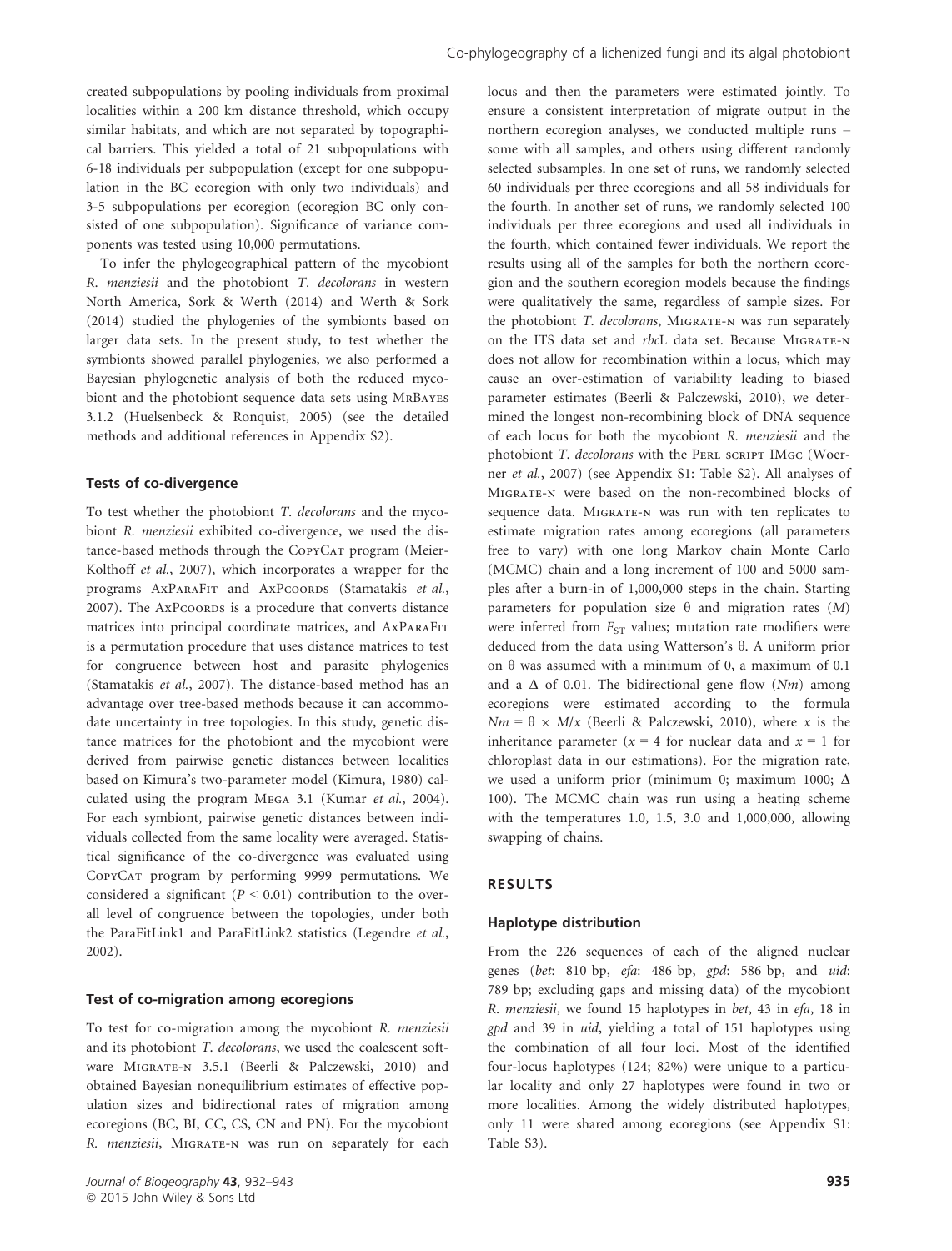created subpopulations by pooling individuals from proximal localities within a 200 km distance threshold, which occupy similar habitats, and which are not separated by topographical barriers. This yielded a total of 21 subpopulations with 6-18 individuals per subpopulation (except for one subpopulation in the BC ecoregion with only two individuals) and 3-5 subpopulations per ecoregion (ecoregion BC only consisted of one subpopulation). Significance of variance components was tested using 10,000 permutations.

To infer the phylogeographical pattern of the mycobiont *R. menziesii* and the photobiont *T. decolorans* in western North America, Sork & Werth (2014) and Werth & Sork (2014) studied the phylogenies of the symbionts based on larger data sets. In the present study, to test whether the symbionts showed parallel phylogenies, we also performed a Bayesian phylogenetic analysis of both the reduced mycobiont and the photobiont sequence data sets using MrBayes 3.1.2 (Huelsenbeck & Ronquist, 2005) (see the detailed methods and additional references in Appendix S2).

### Tests of co-divergence

To test whether the photobiont *T. decolorans* and the mycobiont *R. menziesii* exhibited co-divergence, we used the distance-based methods through the CopyCat program (Meier-Kolthoff *et al.*, 2007), which incorporates a wrapper for the programs AxParaFit and AxPcoords (Stamatakis *et al.*, 2007). The AxPcoords is a procedure that converts distance matrices into principal coordinate matrices, and AxParaFit is a permutation procedure that uses distance matrices to test for congruence between host and parasite phylogenies (Stamatakis *et al.*, 2007). The distance-based method has an advantage over tree-based methods because it can accommodate uncertainty in tree topologies. In this study, genetic distance matrices for the photobiont and the mycobiont were derived from pairwise genetic distances between localities based on Kimura's two-parameter model (Kimura, 1980) calculated using the program Mega 3.1 (Kumar *et al.*, 2004). For each symbiont, pairwise genetic distances between individuals collected from the same locality were averaged. Statistical significance of the co-divergence was evaluated using CopyCat program by performing 9999 permutations. We considered a significant ($P < 0.01$) contribution to the overall level of congruence between the topologies, under both the ParaFitLink1 and ParaFitLink2 statistics (Legendre *et al.*, 2002).

### Test of co-migration among ecoregions

To test for co-migration among the mycobiont *R. menziesii* and its photobiont *T. decolorans*, we used the coalescent software Migrate-n 3.5.1 (Beerli & Palczewski, 2010) and obtained Bayesian nonequilibrium estimates of effective population sizes and bidirectional rates of migration among ecoregions (BC, BI, CC, CS, CN and PN). For the mycobiont *R. menziesii*, Migrate-n was run on separately for each locus and then the parameters were estimated jointly. To ensure a consistent interpretation of migrate output in the northern ecoregion analyses, we conducted multiple runs – some with all samples, and others using different randomly selected subsamples. In one set of runs, we randomly selected 60 individuals per three ecoregions and all 58 individuals for the fourth. In another set of runs, we randomly selected 100 individuals per three ecoregions and used all individuals in the fourth, which contained fewer individuals. We report the results using all of the samples for both the northern ecoregion and the southern ecoregion models because the findings were qualitatively the same, regardless of sample sizes. For the photobiont *T. decolorans*, Migrate-n was run separately on the ITS data set and *rbc*L data set. Because Migrate-n does not allow for recombination within a locus, which may cause an over-estimation of variability leading to biased parameter estimates (Beerli & Palczewski, 2010), we determined the longest non-recombining block of DNA sequence of each locus for both the mycobiont *R. menziesii* and the photobiont *T. decolorans* with the Perl script IMgc (Woerner *et al.*, 2007) (see Appendix S1: Table S2). All analyses of Migrate-n were based on the non-recombined blocks of sequence data. Migrate-n was run with ten replicates to estimate migration rates among ecoregions (all parameters free to vary) with one long Markov chain Monte Carlo (MCMC) chain and a long increment of 100 and 5000 samples after a burn-in of 1,000,000 steps in the chain. Starting parameters for population size θ and migration rates ($M$) were inferred from $F_{ST}$ values; mutation rate modifiers were deduced from the data using Watterson's θ. A uniform prior on θ was assumed with a minimum of 0, a maximum of 0.1 and a Δ of 0.01. The bidirectional gene flow ($Nm$) among ecoregions were estimated according to the formula $Nm = \theta \times M/x$ (Beerli & Palczewski, 2010), where $x$ is the inheritance parameter ($x = 4$ for nuclear data and $x = 1$ for chloroplast data in our estimations). For the migration rate, we used a uniform prior (minimum 0; maximum 1000; Δ 100). The MCMC chain was run using a heating scheme with the temperatures 1.0, 1.5, 3.0 and 1,000,000, allowing swapping of chains.

## RESULTS

### Haplotype distribution

From the 226 sequences of each of the aligned nuclear genes (*bet*: 810 bp, *efa*: 486 bp, *gpd*: 586 bp, and *uid*: 789 bp; excluding gaps and missing data) of the mycobiont *R. menziesii*, we found 15 haplotypes in *bet*, 43 in *efa*, 18 in *gpd* and 39 in *uid*, yielding a total of 151 haplotypes using the combination of all four loci. Most of the identified four-locus haplotypes (124; 82%) were unique to a particular locality and only 27 haplotypes were found in two or more localities. Among the widely distributed haplotypes, only 11 were shared among ecoregions (see Appendix S1: Table S3).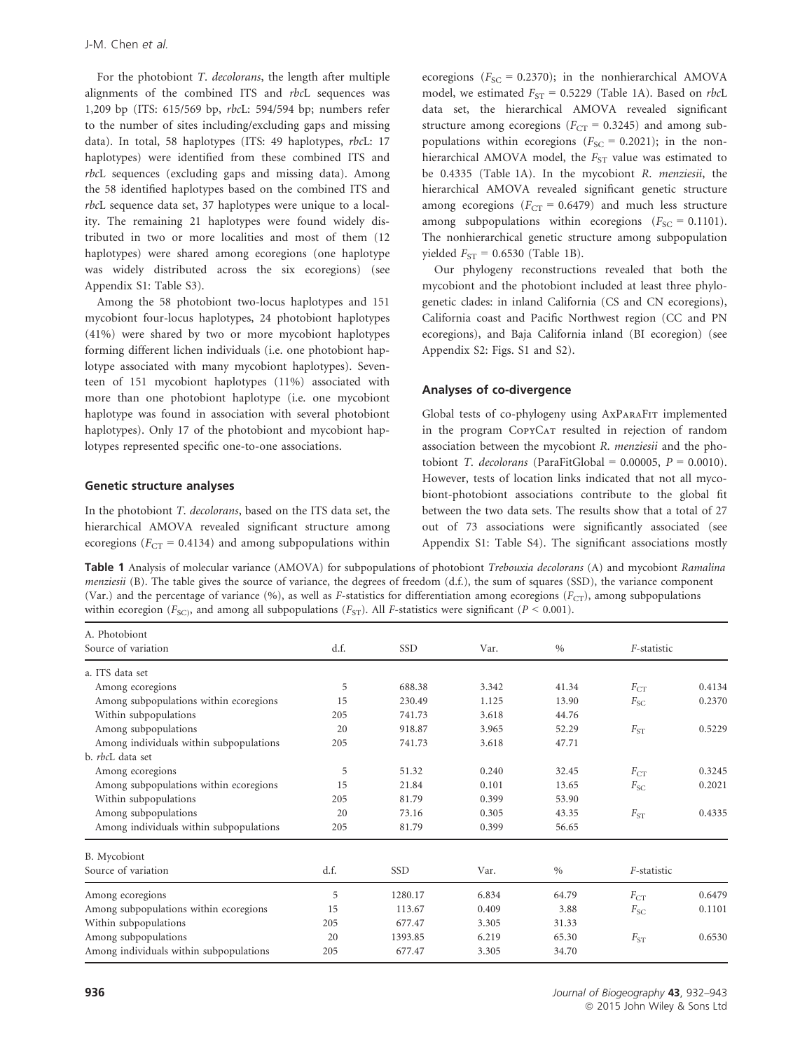For the photobiont *T. decolorans*, the length after multiple alignments of the combined ITS and *rbc*L sequences was 1,209 bp (ITS: 615/569 bp, *rbc*L: 594/594 bp; numbers refer to the number of sites including/excluding gaps and missing data). In total, 58 haplotypes (ITS: 49 haplotypes, *rbc*L: 17 haplotypes) were identified from these combined ITS and *rbc*L sequences (excluding gaps and missing data). Among the 58 identified haplotypes based on the combined ITS and *rbc*L sequence data set, 37 haplotypes were unique to a locality. The remaining 21 haplotypes were found widely distributed in two or more localities and most of them (12 haplotypes) were shared among ecoregions (one haplotype was widely distributed across the six ecoregions) (see Appendix S1: Table S3).

Among the 58 photobiont two-locus haplotypes and 151 mycobiont four-locus haplotypes, 24 photobiont haplotypes (41%) were shared by two or more mycobiont haplotypes forming different lichen individuals (i.e. one photobiont haplotype associated with many mycobiont haplotypes). Seventeen of 151 mycobiont haplotypes (11%) associated with more than one photobiont haplotype (i.e. one mycobiont haplotype was found in association with several photobiont haplotypes). Only 17 of the photobiont and mycobiont haplotypes represented specific one-to-one associations.

### Genetic structure analyses

In the photobiont *T. decolorans*, based on the ITS data set, the hierarchical AMOVA revealed significant structure among ecoregions ($F_{CT}$ = 0.4134) and among subpopulations within ecoregions ($F_{SC}$ = 0.2370); in the nonhierarchical AMOVA model, we estimated $F_{ST}$ = 0.5229 (Table 1A). Based on *rbc*L data set, the hierarchical AMOVA revealed significant structure among ecoregions ($F_{CT}$ = 0.3245) and among subpopulations within ecoregions ($F_{SC}$ = 0.2021); in the nonhierarchical AMOVA model, the $F_{ST}$ value was estimated to be 0.4335 (Table 1A). In the mycobiont *R. menziesii*, the hierarchical AMOVA revealed significant genetic structure among ecoregions ($F_{CT}$ = 0.6479) and much less structure among subpopulations within ecoregions ($F_{SC}$ = 0.1101). The nonhierarchical genetic structure among subpopulation yielded $F_{ST}$ = 0.6530 (Table 1B).

Our phylogeny reconstructions revealed that both the mycobiont and the photobiont included at least three phylogenetic clades: in inland California (CS and CN ecoregions), California coast and Pacific Northwest region (CC and PN ecoregions), and Baja California inland (BI ecoregion) (see Appendix S2: Figs. S1 and S2).

### Analyses of co-divergence

Global tests of co-phylogeny using AxParaFit implemented in the program CopyCat resulted in rejection of random association between the mycobiont *R. menziesii* and the photobiont *T. decolorans* (ParaFitGlobal = 0.00005, $P$ = 0.0010). However, tests of location links indicated that not all mycobiont-photobiont associations contribute to the global fit between the two data sets. The results show that a total of 27 out of 73 associations were significantly associated (see Appendix S1: Table S4). The significant associations mostly

**Table 1** Analysis of molecular variance (AMOVA) for subpopulations of photobiont *Trebouxia decolorans* (A) and mycobiont *Ramalina menziesii* (B). The table gives the source of variance, the degrees of freedom (d.f.), the sum of squares (SSD), the variance component (Var.) and the percentage of variance (%), as well as *F*-statistics for differentiation among ecoregions ($F_{CT}$), among subpopulations within ecoregion ($F_{SC}$), and among all subpopulations ($F_{ST}$). All *F*-statistics were significant ($P$ < 0.001).

| A. Photobiont<br>Source of variation | d.f. | SSD | Var. | % | *F*-statistic | |
|---|---|---|---|---|---|---|
| a. ITS data set | | | | | | |
| Among ecoregions | 5 | 688.38 | 3.342 | 41.34 | $F_{CT}$ | 0.4134 |
| Among subpopulations within ecoregions | 15 | 230.49 | 1.125 | 13.90 | $F_{SC}$ | 0.2370 |
| Within subpopulations | 205 | 741.73 | 3.618 | 44.76 | | |
| Among subpopulations | 20 | 918.87 | 3.965 | 52.29 | $F_{ST}$ | 0.5229 |
| Among individuals within subpopulations | 205 | 741.73 | 3.618 | 47.71 | | |
| b. *rbc*L data set | | | | | | |
| Among ecoregions | 5 | 51.32 | 0.240 | 32.45 | $F_{CT}$ | 0.3245 |
| Among subpopulations within ecoregions | 15 | 21.84 | 0.101 | 13.65 | $F_{SC}$ | 0.2021 |
| Within subpopulations | 205 | 81.79 | 0.399 | 53.90 | | |
| Among subpopulations | 20 | 73.16 | 0.305 | 43.35 | $F_{ST}$ | 0.4335 |
| Among individuals within subpopulations | 205 | 81.79 | 0.399 | 56.65 | | |

| B. Mycobiont<br>Source of variation | d.f. | SSD | Var. | % | *F*-statistic | |
|---|---|---|---|---|---|---|
| Among ecoregions | 5 | 1280.17 | 6.834 | 64.79 | $F_{CT}$ | 0.6479 |
| Among subpopulations within ecoregions | 15 | 113.67 | 0.409 | 3.88 | $F_{SC}$ | 0.1101 |
| Within subpopulations | 205 | 677.47 | 3.305 | 31.33 | | |
| Among subpopulations | 20 | 1393.85 | 6.219 | 65.30 | $F_{ST}$ | 0.6530 |
| Among individuals within subpopulations | 205 | 677.47 | 3.305 | 34.70 | | |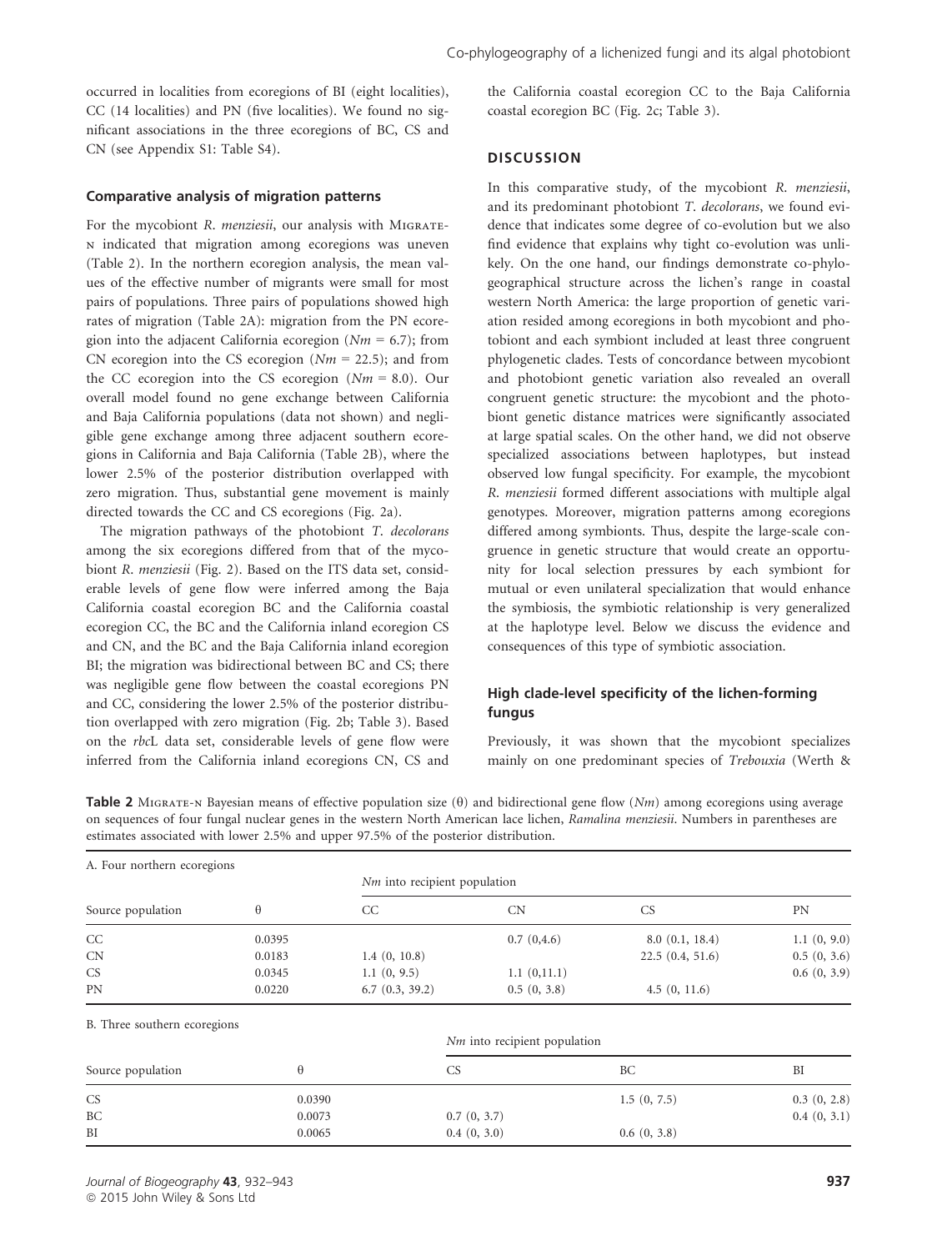occurred in localities from ecoregions of BI (eight localities), CC (14 localities) and PN (five localities). We found no significant associations in the three ecoregions of BC, CS and CN (see Appendix S1: Table S4).

### Comparative analysis of migration patterns

For the mycobiont *R. menziesii*, our analysis with MIGRATE-N indicated that migration among ecoregions was uneven (Table 2). In the northern ecoregion analysis, the mean values of the effective number of migrants were small for most pairs of populations. Three pairs of populations showed high rates of migration (Table 2A): migration from the PN ecoregion into the adjacent California ecoregion ($Nm$ = 6.7); from CN ecoregion into the CS ecoregion ($Nm$ = 22.5); and from the CC ecoregion into the CS ecoregion ($Nm$ = 8.0). Our overall model found no gene exchange between California and Baja California populations (data not shown) and negligible gene exchange among three adjacent southern ecoregions in California and Baja California (Table 2B), where the lower 2.5% of the posterior distribution overlapped with zero migration. Thus, substantial gene movement is mainly directed towards the CC and CS ecoregions (Fig. 2a).

The migration pathways of the photobiont *T. decolorans* among the six ecoregions differed from that of the mycobiont *R. menziesii* (Fig. 2). Based on the ITS data set, considerable levels of gene flow were inferred among the Baja California coastal ecoregion BC and the California coastal ecoregion CC, the BC and the California inland ecoregion CS and CN, and the BC and the Baja California inland ecoregion BI; the migration was bidirectional between BC and CS; there was negligible gene flow between the coastal ecoregions PN and CC, considering the lower 2.5% of the posterior distribution overlapped with zero migration (Fig. 2b; Table 3). Based on the *rbc*L data set, considerable levels of gene flow were inferred from the California inland ecoregions CN, CS and the California coastal ecoregion CC to the Baja California coastal ecoregion BC (Fig. 2c; Table 3).

## DISCUSSION

In this comparative study, of the mycobiont *R. menziesii*, and its predominant photobiont *T. decolorans*, we found evidence that indicates some degree of co-evolution but we also find evidence that explains why tight co-evolution was unlikely. On the one hand, our findings demonstrate co-phylogeographical structure across the lichen's range in coastal western North America: the large proportion of genetic variation resided among ecoregions in both mycobiont and photobiont and each symbiont included at least three congruent phylogenetic clades. Tests of concordance between mycobiont and photobiont genetic variation also revealed an overall congruent genetic structure: the mycobiont and the photobiont genetic distance matrices were significantly associated at large spatial scales. On the other hand, we did not observe specialized associations between haplotypes, but instead observed low fungal specificity. For example, the mycobiont *R. menziesii* formed different associations with multiple algal genotypes. Moreover, migration patterns among ecoregions differed among symbionts. Thus, despite the large-scale congruence in genetic structure that would create an opportunity for local selection pressures by each symbiont for mutual or even unilateral specialization that would enhance the symbiosis, the symbiotic relationship is very generalized at the haplotype level. Below we discuss the evidence and consequences of this type of symbiotic association.

### High clade-level specificity of the lichen-forming fungus

Previously, it was shown that the mycobiont specializes mainly on one predominant species of *Trebouxia* (Werth &

**Table 2** MIGRATE-N Bayesian means of effective population size (θ) and bidirectional gene flow ($Nm$) among ecoregions using average on sequences of four fungal nuclear genes in the western North American lace lichen, *Ramalina menziesii*. Numbers in parentheses are estimates associated with lower 2.5% and upper 97.5% of the posterior distribution.

A. Four northern ecoregions

| Source population | θ | $Nm$ into recipient population | | | |
|---|---|---|---|---|---|
| | | CC | CN | CS | PN |
| CC | 0.0395 | | 0.7 (0,4.6) | 8.0 (0.1, 18.4) | 1.1 (0, 9.0) |
| CN | 0.0183 | 1.4 (0, 10.8) | | 22.5 (0.4, 51.6) | 0.5 (0, 3.6) |
| CS | 0.0345 | 1.1 (0, 9.5) | 1.1 (0,11.1) | | 0.6 (0, 3.9) |
| PN | 0.0220 | 6.7 (0.3, 39.2) | 0.5 (0, 3.8) | 4.5 (0, 11.6) | |

B. Three southern ecoregions

| Source population | θ | $Nm$ into recipient population | | |
|---|---|---|---|---|
| | | CS | BC | BI |
| CS | 0.0390 | | 1.5 (0, 7.5) | 0.3 (0, 2.8) |
| BC | 0.0073 | 0.7 (0, 3.7) | | 0.4 (0, 3.1) |
| BI | 0.0065 | 0.4 (0, 3.0) | 0.6 (0, 3.8) | |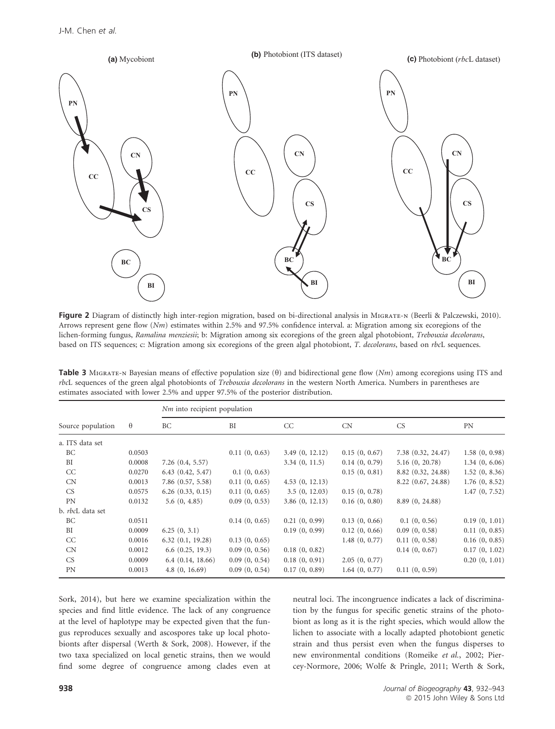**Figure 2** Diagram of distinctly high inter-region migration, based on bi-directional analysis in MIGRATE-N (Beerli & Palczewski, 2010). Arrows represent gene flow (*Nm*) estimates within 2.5% and 97.5% confidence interval. a: Migration among six ecoregions of the lichen-forming fungus, *Ramalina menziesii*; b: Migration among six ecoregions of the green algal photobiont, *Trebouxia decolorans*, based on ITS sequences; c: Migration among six ecoregions of the green algal photobiont, *T. decolorans*, based on *rbc*L sequences.

**Table 3** MIGRATE-N Bayesian means of effective population size (θ) and bidirectional gene flow (*Nm*) among ecoregions using ITS and *rbc*L sequences of the green algal photobionts of *Trebouxia decolorans* in the western North America. Numbers in parentheses are estimates associated with lower 2.5% and upper 97.5% of the posterior distribution.

| Source population | θ | *Nm* into recipient population | | | | | |
|---|---|---|---|---|---|---|---|
| | | BC | BI | CC | CN | CS | PN |
| a. ITS data set | | | | | | | |
| BC | 0.0503 | | 0.11 (0, 0.63) | 3.49 (0, 12.12) | 0.15 (0, 0.67) | 7.38 (0.32, 24.47) | 1.58 (0, 0.98) |
| BI | 0.0008 | 7.26 (0.4, 5.57) | | 3.34 (0, 11.5) | 0.14 (0, 0.79) | 5.16 (0, 20.78) | 1.34 (0, 6.06) |
| CC | 0.0270 | 6.43 (0.42, 5.47) | 0.1 (0, 0.63) | | 0.15 (0, 0.81) | 8.82 (0.32, 24.88) | 1.52 (0, 8.36) |
| CN | 0.0013 | 7.86 (0.57, 5.58) | 0.11 (0, 0.65) | 4.53 (0, 12.13) | | 8.22 (0.67, 24.88) | 1.76 (0, 8.52) |
| CS | 0.0575 | 6.26 (0.33, 0.15) | 0.11 (0, 0.65) | 3.5 (0, 12.03) | 0.15 (0, 0.78) | | 1.47 (0, 7.52) |
| PN | 0.0132 | 5.6 (0, 4.85) | 0.09 (0, 0.53) | 3.86 (0, 12.13) | 0.16 (0, 0.80) | 8.89 (0, 24.88) | |
| b. *rbc*L data set | | | | | | | |
| BC | 0.0511 | | 0.14 (0, 0.65) | 0.21 (0, 0.99) | 0.13 (0, 0.66) | 0.1 (0, 0.56) | 0.19 (0, 1.01) |
| BI | 0.0009 | 6.25 (0, 3.1) | | 0.19 (0, 0.99) | 0.12 (0, 0.66) | 0.09 (0, 0.58) | 0.11 (0, 0.85) |
| CC | 0.0016 | 6.32 (0.1, 19.28) | 0.13 (0, 0.65) | | 1.48 (0, 0.77) | 0.11 (0, 0.58) | 0.16 (0, 0.85) |
| CN | 0.0012 | 6.6 (0.25, 19.3) | 0.09 (0, 0.56) | 0.18 (0, 0.82) | | 0.14 (0, 0.67) | 0.17 (0, 1.02) |
| CS | 0.0009 | 6.4 (0.14, 18.66) | 0.09 (0, 0.54) | 0.18 (0, 0.91) | 2.05 (0, 0.77) | | 0.20 (0, 1.01) |
| PN | 0.0013 | 4.8 (0, 16.69) | 0.09 (0, 0.54) | 0.17 (0, 0.89) | 1.64 (0, 0.77) | 0.11 (0, 0.59) | |

Sork, 2014), but here we examine specialization within the species and find little evidence. The lack of any congruence at the level of haplotype may be expected given that the fungus reproduces sexually and ascospores take up local photobionts after dispersal (Werth & Sork, 2008). However, if the two taxa specialized on local genetic strains, then we would find some degree of congruence among clades even at neutral loci. The incongruence indicates a lack of discrimination by the fungus for specific genetic strains of the photobiont as long as it is the right species, which would allow the lichen to associate with a locally adapted photobiont genetic strain and thus persist even when the fungus disperses to new environmental conditions (Romeike *et al.*, 2002; Piercey-Normore, 2006; Wolfe & Pringle, 2011; Werth & Sork,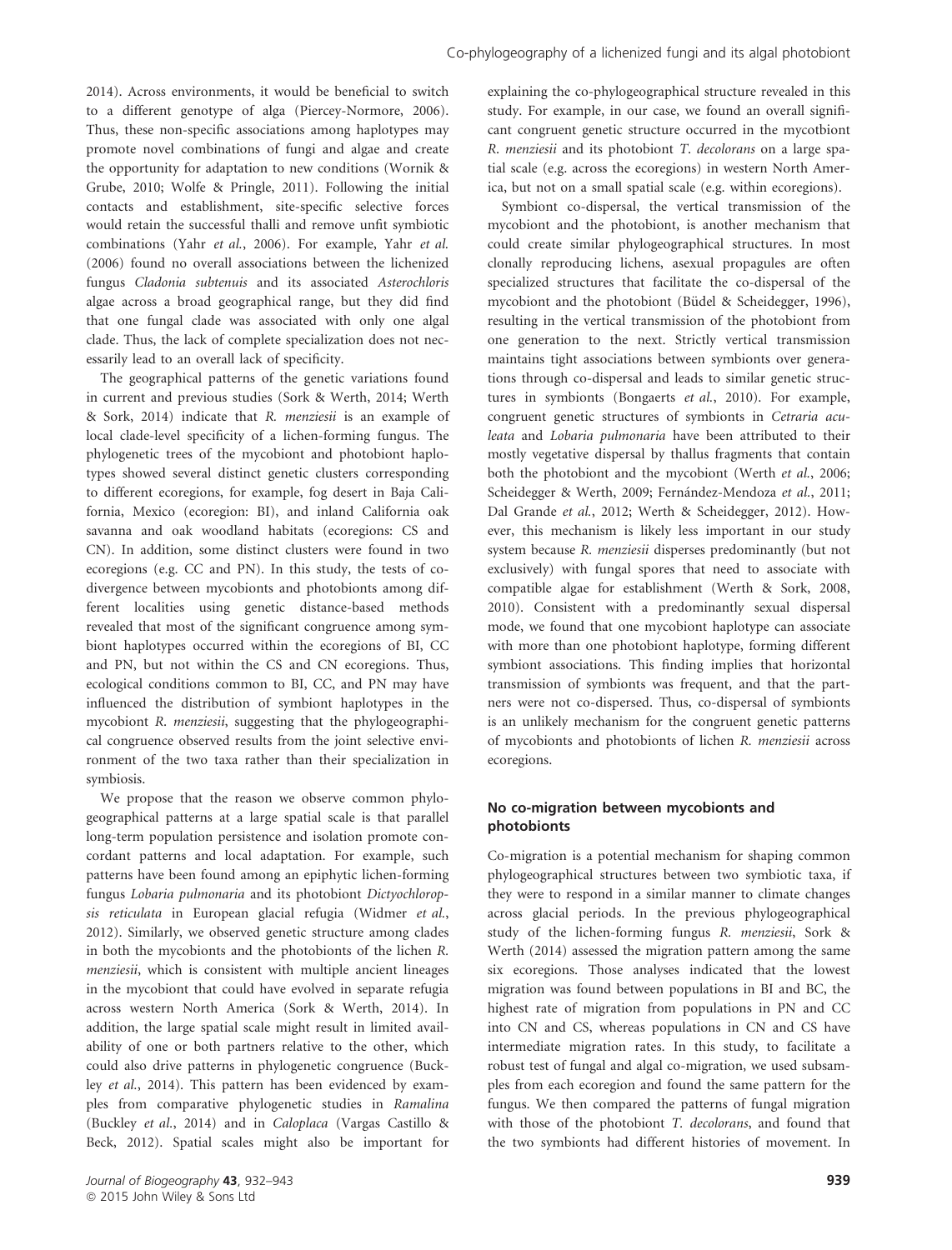2014). Across environments, it would be beneficial to switch to a different genotype of alga (Piercey-Normore, 2006). Thus, these non-specific associations among haplotypes may promote novel combinations of fungi and algae and create the opportunity for adaptation to new conditions (Wornik & Grube, 2010; Wolfe & Pringle, 2011). Following the initial contacts and establishment, site-specific selective forces would retain the successful thalli and remove unfit symbiotic combinations (Yahr *et al.*, 2006). For example, Yahr *et al.* (2006) found no overall associations between the lichenized fungus *Cladonia subtenuis* and its associated *Asterochloris* algae across a broad geographical range, but they did find that one fungal clade was associated with only one algal clade. Thus, the lack of complete specialization does not necessarily lead to an overall lack of specificity.

The geographical patterns of the genetic variations found in current and previous studies (Sork & Werth, 2014; Werth & Sork, 2014) indicate that *R. menziesii* is an example of local clade-level specificity of a lichen-forming fungus. The phylogenetic trees of the mycobiont and photobiont haplotypes showed several distinct genetic clusters corresponding to different ecoregions, for example, fog desert in Baja California, Mexico (ecoregion: BI), and inland California oak savanna and oak woodland habitats (ecoregions: CS and CN). In addition, some distinct clusters were found in two ecoregions (e.g. CC and PN). In this study, the tests of co-divergence between mycobionts and photobionts among different localities using genetic distance-based methods revealed that most of the significant congruence among symbiont haplotypes occurred within the ecoregions of BI, CC and PN, but not within the CS and CN ecoregions. Thus, ecological conditions common to BI, CC, and PN may have influenced the distribution of symbiont haplotypes in the mycobiont *R. menziesii*, suggesting that the phylogeographical congruence observed results from the joint selective environment of the two taxa rather than their specialization in symbiosis.

We propose that the reason we observe common phylogeographical patterns at a large spatial scale is that parallel long-term population persistence and isolation promote concordant patterns and local adaptation. For example, such patterns have been found among an epiphytic lichen-forming fungus *Lobaria pulmonaria* and its photobiont *Dictyochloropsis reticulata* in European glacial refugia (Widmer *et al.*, 2012). Similarly, we observed genetic structure among clades in both the mycobionts and the photobionts of the lichen *R. menziesii*, which is consistent with multiple ancient lineages in the mycobiont that could have evolved in separate refugia across western North America (Sork & Werth, 2014). In addition, the large spatial scale might result in limited availability of one or both partners relative to the other, which could also drive patterns in phylogenetic congruence (Buckley *et al.*, 2014). This pattern has been evidenced by examples from comparative phylogenetic studies in *Ramalina* (Buckley *et al.*, 2014) and in *Caloplaca* (Vargas Castillo & Beck, 2012). Spatial scales might also be important for explaining the co-phylogeographical structure revealed in this study. For example, in our case, we found an overall significant congruent genetic structure occurred in the mycotbiont *R. menziesii* and its photobiont *T. decolorans* on a large spatial scale (e.g. across the ecoregions) in western North America, but not on a small spatial scale (e.g. within ecoregions).

Symbiont co-dispersal, the vertical transmission of the mycobiont and the photobiont, is another mechanism that could create similar phylogeographical structures. In most clonally reproducing lichens, asexual propagules are often specialized structures that facilitate the co-dispersal of the mycobiont and the photobiont (Büdel & Scheidegger, 1996), resulting in the vertical transmission of the photobiont from one generation to the next. Strictly vertical transmission maintains tight associations between symbionts over generations through co-dispersal and leads to similar genetic structures in symbionts (Bongaerts *et al.*, 2010). For example, congruent genetic structures of symbionts in *Cetraria aculeata* and *Lobaria pulmonaria* have been attributed to their mostly vegetative dispersal by thallus fragments that contain both the photobiont and the mycobiont (Werth *et al.*, 2006; Scheidegger & Werth, 2009; Fernández-Mendoza *et al.*, 2011; Dal Grande *et al.*, 2012; Werth & Scheidegger, 2012). However, this mechanism is likely less important in our study system because *R. menziesii* disperses predominantly (but not exclusively) with fungal spores that need to associate with compatible algae for establishment (Werth & Sork, 2008, 2010). Consistent with a predominantly sexual dispersal mode, we found that one mycobiont haplotype can associate with more than one photobiont haplotype, forming different symbiont associations. This finding implies that horizontal transmission of symbionts was frequent, and that the partners were not co-dispersed. Thus, co-dispersal of symbionts is an unlikely mechanism for the congruent genetic patterns of mycobionts and photobionts of lichen *R. menziesii* across ecoregions.

### No co-migration between mycobionts and photobionts

Co-migration is a potential mechanism for shaping common phylogeographical structures between two symbiotic taxa, if they were to respond in a similar manner to climate changes across glacial periods. In the previous phylogeographical study of the lichen-forming fungus *R. menziesii*, Sork & Werth (2014) assessed the migration pattern among the same six ecoregions. Those analyses indicated that the lowest migration was found between populations in BI and BC, the highest rate of migration from populations in PN and CC into CN and CS, whereas populations in CN and CS have intermediate migration rates. In this study, to facilitate a robust test of fungal and algal co-migration, we used subsamples from each ecoregion and found the same pattern for the fungus. We then compared the patterns of fungal migration with those of the photobiont *T. decolorans*, and found that the two symbionts had different histories of movement. In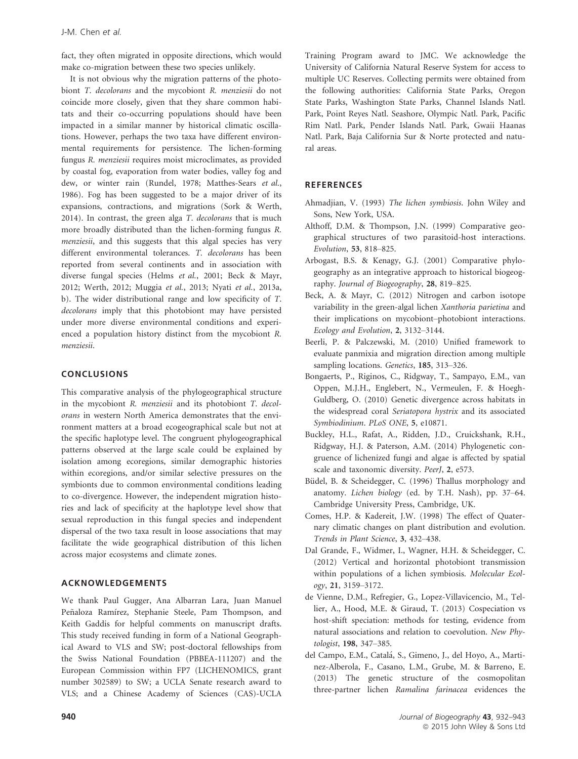fact, they often migrated in opposite directions, which would make co-migration between these two species unlikely.

It is not obvious why the migration patterns of the photobiont *T. decolorans* and the mycobiont *R. menziesii* do not coincide more closely, given that they share common habitats and their co-occurring populations should have been impacted in a similar manner by historical climatic oscillations. However, perhaps the two taxa have different environmental requirements for persistence. The lichen-forming fungus *R. menziesii* requires moist microclimates, as provided by coastal fog, evaporation from water bodies, valley fog and dew, or winter rain (Rundel, 1978; Matthes-Sears *et al.*, 1986). Fog has been suggested to be a major driver of its expansions, contractions, and migrations (Sork & Werth, 2014). In contrast, the green alga *T. decolorans* that is much more broadly distributed than the lichen-forming fungus *R. menziesii*, and this suggests that this algal species has very different environmental tolerances. *T. decolorans* has been reported from several continents and in association with diverse fungal species (Helms *et al.*, 2001; Beck & Mayr, 2012; Werth, 2012; Muggia *et al.*, 2013; Nyati *et al.*, 2013a, b). The wider distributional range and low specificity of *T. decolorans* imply that this photobiont may have persisted under more diverse environmental conditions and experienced a population history distinct from the mycobiont *R. menziesii*.

## CONCLUSIONS

This comparative analysis of the phylogeographical structure in the mycobiont *R. menziesii* and its photobiont *T. decolorans* in western North America demonstrates that the environment matters at a broad ecogeographical scale but not at the specific haplotype level. The congruent phylogeographical patterns observed at the large scale could be explained by isolation among ecoregions, similar demographic histories within ecoregions, and/or similar selective pressures on the symbionts due to common environmental conditions leading to co-divergence. However, the independent migration histories and lack of specificity at the haplotype level show that sexual reproduction in this fungal species and independent dispersal of the two taxa result in loose associations that may facilitate the wide geographical distribution of this lichen across major ecosystems and climate zones.

## ACKNOWLEDGEMENTS

We thank Paul Gugger, Ana Albarran Lara, Juan Manuel Peñaloza Ramírez, Stephanie Steele, Pam Thompson, and Keith Gaddis for helpful comments on manuscript drafts. This study received funding in form of a National Geographical Award to VLS and SW; post-doctoral fellowships from the Swiss National Foundation (PBBEA-111207) and the European Commission within FP7 (LICHENOMICS, grant number 302589) to SW; a UCLA Senate research award to VLS; and a Chinese Academy of Sciences (CAS)-UCLA Training Program award to JMC. We acknowledge the University of California Natural Reserve System for access to multiple UC Reserves. Collecting permits were obtained from the following authorities: California State Parks, Oregon State Parks, Washington State Parks, Channel Islands Natl. Park, Point Reyes Natl. Seashore, Olympic Natl. Park, Pacific Rim Natl. Park, Pender Islands Natl. Park, Gwaii Haanas Natl. Park, Baja California Sur & Norte protected and natural areas.

## REFERENCES

Ahmadjian, V. (1993) *The lichen symbiosis*. John Wiley and Sons, New York, USA.

Althoff, D.M. & Thompson, J.N. (1999) Comparative geographical structures of two parasitoid-host interactions. *Evolution*, **53**, 818–825.

Arbogast, B.S. & Kenagy, G.J. (2001) Comparative phylogeography as an integrative approach to historical biogeography. *Journal of Biogeography*, **28**, 819–825.

Beck, A. & Mayr, C. (2012) Nitrogen and carbon isotope variability in the green-algal lichen *Xanthoria parietina* and their implications on mycobiont–photobiont interactions. *Ecology and Evolution*, **2**, 3132–3144.

Beerli, P. & Palczewski, M. (2010) Unified framework to evaluate panmixia and migration direction among multiple sampling locations. *Genetics*, **185**, 313–326.

Bongaerts, P., Riginos, C., Ridgway, T., Sampayo, E.M., van Oppen, M.J.H., Englebert, N., Vermeulen, F. & Hoegh-Guldberg, O. (2010) Genetic divergence across habitats in the widespread coral *Seriatopora hystrix* and its associated *Symbiodinium*. *PLoS ONE*, **5**, e10871.

Buckley, H.L., Rafat, A., Ridden, J.D., Cruickshank, R.H., Ridgway, H.J. & Paterson, A.M. (2014) Phylogenetic congruence of lichenized fungi and algae is affected by spatial scale and taxonomic diversity. *PeerJ*, **2**, e573.

Büdel, B. & Scheidegger, C. (1996) Thallus morphology and anatomy. *Lichen biology* (ed. by T.H. Nash), pp. 37–64. Cambridge University Press, Cambridge, UK.

Comes, H.P. & Kadereit, J.W. (1998) The effect of Quaternary climatic changes on plant distribution and evolution. *Trends in Plant Science*, **3**, 432–438.

Dal Grande, F., Widmer, I., Wagner, H.H. & Scheidegger, C. (2012) Vertical and horizontal photobiont transmission within populations of a lichen symbiosis. *Molecular Ecology*, **21**, 3159–3172.

de Vienne, D.M., Refregier, G., Lopez-Villavicencio, M., Tellier, A., Hood, M.E. & Giraud, T. (2013) Cospeciation vs host-shift speciation: methods for testing, evidence from natural associations and relation to coevolution. *New Phytologist*, **198**, 347–385.

del Campo, E.M., Catalá, S., Gimeno, J., del Hoyo, A., Martinez-Alberola, F., Casano, L.M., Grube, M. & Barreno, E. (2013) The genetic structure of the cosmopolitan three-partner lichen *Ramalina farinacea* evidences the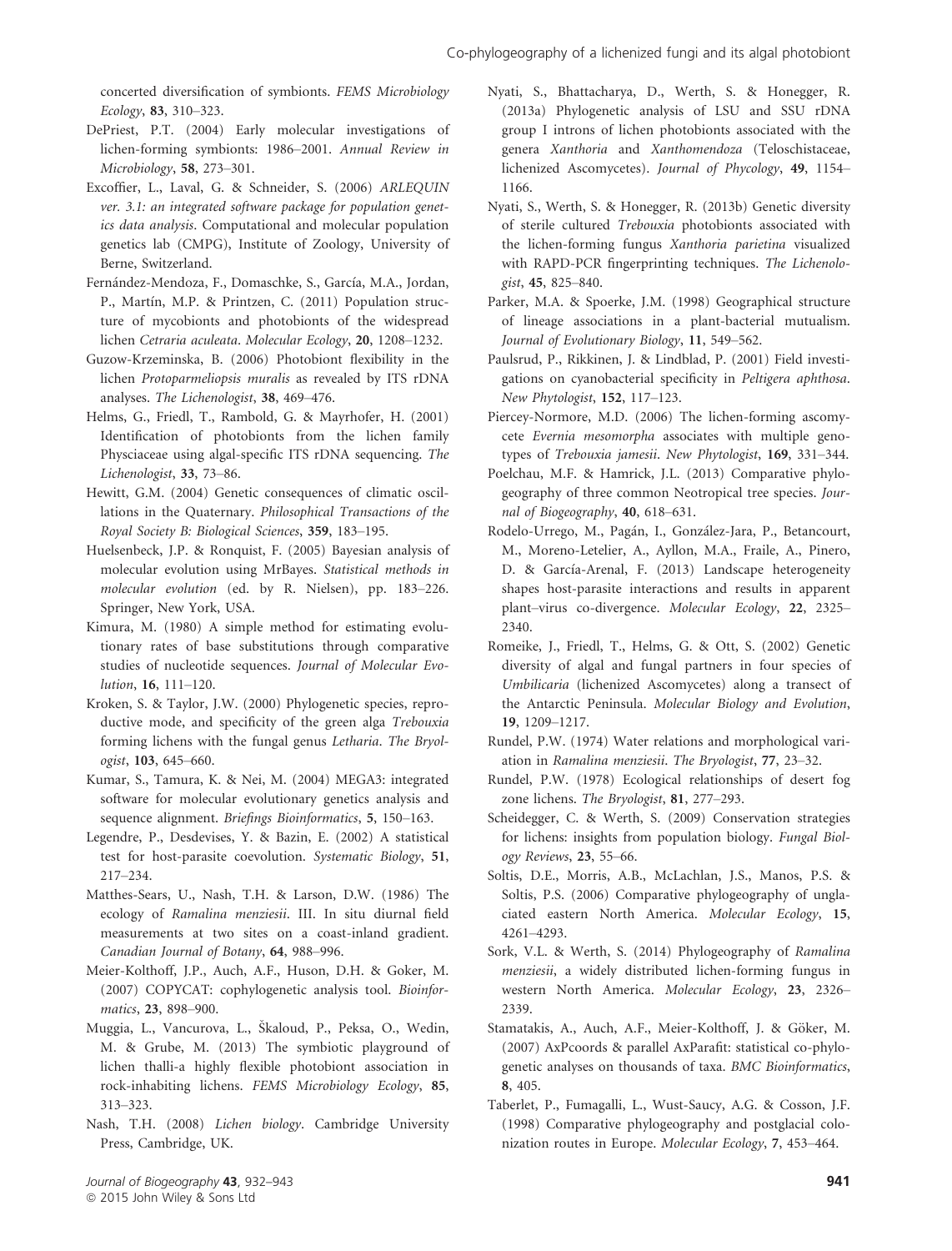concerted diversification of symbionts. *FEMS Microbiology Ecology*, **83**, 310–323.

DePriest, P.T. (2004) Early molecular investigations of lichen-forming symbionts: 1986–2001. *Annual Review in Microbiology*, **58**, 273–301.

Excoffier, L., Laval, G. & Schneider, S. (2006) *ARLEQUIN ver. 3.1: an integrated software package for population genetics data analysis*. Computational and molecular population genetics lab (CMPG), Institute of Zoology, University of Berne, Switzerland.

Fernández-Mendoza, F., Domaschke, S., García, M.A., Jordan, P., Martín, M.P. & Printzen, C. (2011) Population structure of mycobionts and photobionts of the widespread lichen *Cetraria aculeata*. *Molecular Ecology*, **20**, 1208–1232.

Guzow-Krzeminska, B. (2006) Photobiont flexibility in the lichen *Protoparmeliopsis muralis* as revealed by ITS rDNA analyses. *The Lichenologist*, **38**, 469–476.

Helms, G., Friedl, T., Rambold, G. & Mayrhofer, H. (2001) Identification of photobionts from the lichen family Physciaceae using algal-specific ITS rDNA sequencing. *The Lichenologist*, **33**, 73–86.

Hewitt, G.M. (2004) Genetic consequences of climatic oscillations in the Quaternary. *Philosophical Transactions of the Royal Society B: Biological Sciences*, **359**, 183–195.

Huelsenbeck, J.P. & Ronquist, F. (2005) Bayesian analysis of molecular evolution using MrBayes. *Statistical methods in molecular evolution* (ed. by R. Nielsen), pp. 183–226. Springer, New York, USA.

Kimura, M. (1980) A simple method for estimating evolutionary rates of base substitutions through comparative studies of nucleotide sequences. *Journal of Molecular Evolution*, **16**, 111–120.

Kroken, S. & Taylor, J.W. (2000) Phylogenetic species, reproductive mode, and specificity of the green alga *Trebouxia* forming lichens with the fungal genus *Letharia*. *The Bryologist*, **103**, 645–660.

Kumar, S., Tamura, K. & Nei, M. (2004) MEGA3: integrated software for molecular evolutionary genetics analysis and sequence alignment. *Briefings Bioinformatics*, **5**, 150–163.

Legendre, P., Desdevises, Y. & Bazin, E. (2002) A statistical test for host-parasite coevolution. *Systematic Biology*, **51**, 217–234.

Matthes-Sears, U., Nash, T.H. & Larson, D.W. (1986) The ecology of *Ramalina menziesii*. III. In situ diurnal field measurements at two sites on a coast-inland gradient. *Canadian Journal of Botany*, **64**, 988–996.

Meier-Kolthoff, J.P., Auch, A.F., Huson, D.H. & Goker, M. (2007) COPYCAT: cophylogenetic analysis tool. *Bioinformatics*, **23**, 898–900.

Muggia, L., Vancurova, L., Škaloud, P., Peksa, O., Wedin, M. & Grube, M. (2013) The symbiotic playground of lichen thalli-a highly flexible photobiont association in rock-inhabiting lichens. *FEMS Microbiology Ecology*, **85**, 313–323.

Nash, T.H. (2008) *Lichen biology*. Cambridge University Press, Cambridge, UK.

Nyati, S., Bhattacharya, D., Werth, S. & Honegger, R. (2013a) Phylogenetic analysis of LSU and SSU rDNA group I introns of lichen photobionts associated with the genera *Xanthoria* and *Xanthomendoza* (Teloschistaceae, lichenized Ascomycetes). *Journal of Phycology*, **49**, 1154–1166.

Nyati, S., Werth, S. & Honegger, R. (2013b) Genetic diversity of sterile cultured *Trebouxia* photobionts associated with the lichen-forming fungus *Xanthoria parietina* visualized with RAPD-PCR fingerprinting techniques. *The Lichenologist*, **45**, 825–840.

Parker, M.A. & Spoerke, J.M. (1998) Geographical structure of lineage associations in a plant-bacterial mutualism. *Journal of Evolutionary Biology*, **11**, 549–562.

Paulsrud, P., Rikkinen, J. & Lindblad, P. (2001) Field investigations on cyanobacterial specificity in *Peltigera aphthosa*. *New Phytologist*, **152**, 117–123.

Piercey-Normore, M.D. (2006) The lichen-forming ascomycete *Evernia mesomorpha* associates with multiple genotypes of *Trebouxia jamesii*. *New Phytologist*, **169**, 331–344.

Poelchau, M.F. & Hamrick, J.L. (2013) Comparative phylogeography of three common Neotropical tree species. *Journal of Biogeography*, **40**, 618–631.

Rodelo-Urrego, M., Pagán, I., González-Jara, P., Betancourt, M., Moreno-Letelier, A., Ayllon, M.A., Fraile, A., Pinero, D. & García-Arenal, F. (2013) Landscape heterogeneity shapes host-parasite interactions and results in apparent plant–virus co-divergence. *Molecular Ecology*, **22**, 2325–2340.

Romeike, J., Friedl, T., Helms, G. & Ott, S. (2002) Genetic diversity of algal and fungal partners in four species of *Umbilicaria* (lichenized Ascomycetes) along a transect of the Antarctic Peninsula. *Molecular Biology and Evolution*, **19**, 1209–1217.

Rundel, P.W. (1974) Water relations and morphological variation in *Ramalina menziesii*. *The Bryologist*, **77**, 23–32.

Rundel, P.W. (1978) Ecological relationships of desert fog zone lichens. *The Bryologist*, **81**, 277–293.

Scheidegger, C. & Werth, S. (2009) Conservation strategies for lichens: insights from population biology. *Fungal Biology Reviews*, **23**, 55–66.

Soltis, D.E., Morris, A.B., McLachlan, J.S., Manos, P.S. & Soltis, P.S. (2006) Comparative phylogeography of unglaciated eastern North America. *Molecular Ecology*, **15**, 4261–4293.

Sork, V.L. & Werth, S. (2014) Phylogeography of *Ramalina menziesii*, a widely distributed lichen-forming fungus in western North America. *Molecular Ecology*, **23**, 2326–2339.

Stamatakis, A., Auch, A.F., Meier-Kolthoff, J. & Göker, M. (2007) AxPcoords & parallel AxParafit: statistical co-phylogenetic analyses on thousands of taxa. *BMC Bioinformatics*, **8**, 405.

Taberlet, P., Fumagalli, L., Wust-Saucy, A.G. & Cosson, J.F. (1998) Comparative phylogeography and postglacial colonization routes in Europe. *Molecular Ecology*, **7**, 453–464.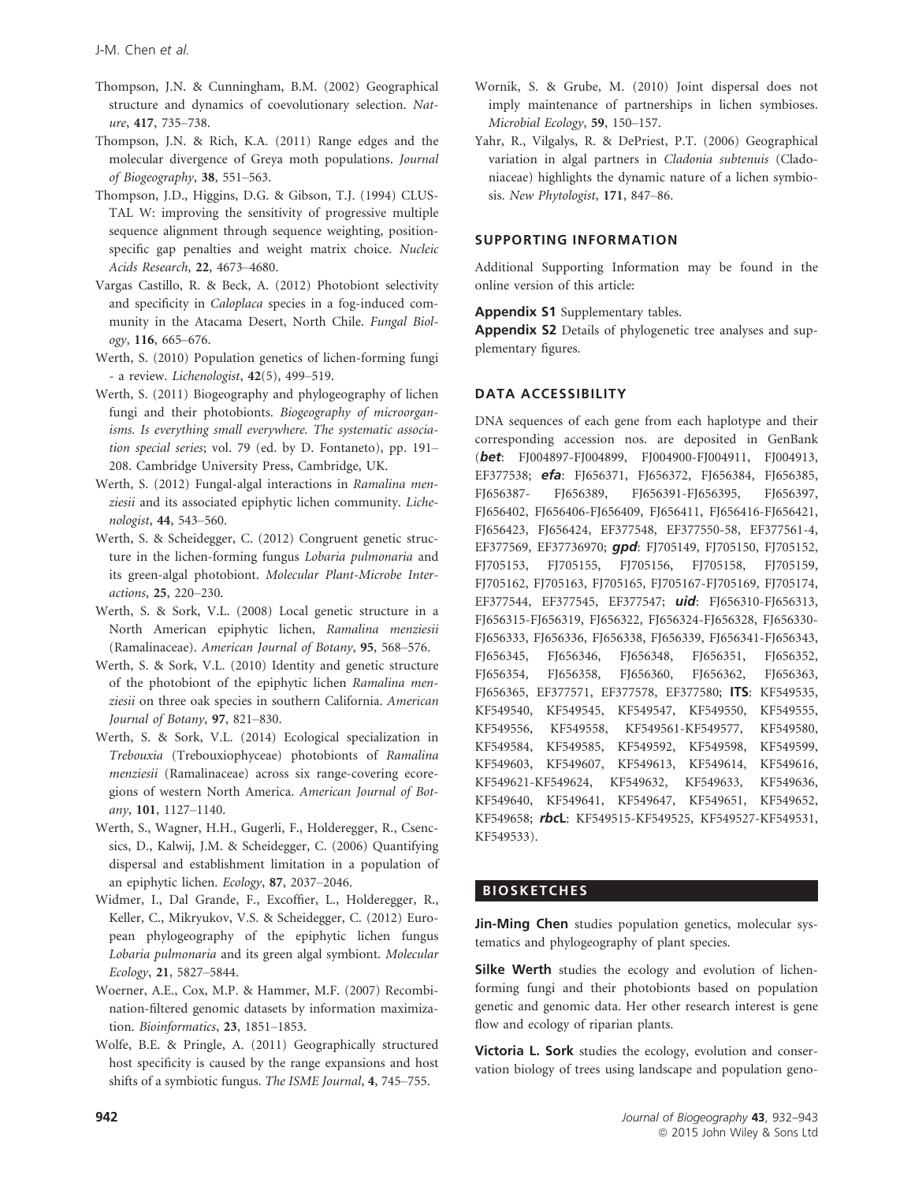Thompson, J.N. & Cunningham, B.M. (2002) Geographical structure and dynamics of coevolutionary selection. *Nature*, **417**, 735–738.

Thompson, J.N. & Rich, K.A. (2011) Range edges and the molecular divergence of Greya moth populations. *Journal of Biogeography*, **38**, 551–563.

Thompson, J.D., Higgins, D.G. & Gibson, T.J. (1994) CLUSTAL W: improving the sensitivity of progressive multiple sequence alignment through sequence weighting, position-specific gap penalties and weight matrix choice. *Nucleic Acids Research*, **22**, 4673–4680.

Vargas Castillo, R. & Beck, A. (2012) Photobiont selectivity and specificity in *Caloplaca* species in a fog-induced community in the Atacama Desert, North Chile. *Fungal Biology*, **116**, 665–676.

Werth, S. (2010) Population genetics of lichen-forming fungi - a review. *Lichenologist*, **42**(5), 499–519.

Werth, S. (2011) Biogeography and phylogeography of lichen fungi and their photobionts. *Biogeography of microorganisms. Is everything small everywhere. The systematic association special series*; vol. 79 (ed. by D. Fontaneto), pp. 191–208. Cambridge University Press, Cambridge, UK.

Werth, S. (2012) Fungal-algal interactions in *Ramalina menziesii* and its associated epiphytic lichen community. *Lichenologist*, **44**, 543–560.

Werth, S. & Scheidegger, C. (2012) Congruent genetic structure in the lichen-forming fungus *Lobaria pulmonaria* and its green-algal photobiont. *Molecular Plant-Microbe Interactions*, **25**, 220–230.

Werth, S. & Sork, V.L. (2008) Local genetic structure in a North American epiphytic lichen, *Ramalina menziesii* (Ramalinaceae). *American Journal of Botany*, **95**, 568–576.

Werth, S. & Sork, V.L. (2010) Identity and genetic structure of the photobiont of the epiphytic lichen *Ramalina menziesii* on three oak species in southern California. *American Journal of Botany*, **97**, 821–830.

Werth, S. & Sork, V.L. (2014) Ecological specialization in *Trebouxia* (Trebouxiophyceae) photobionts of *Ramalina menziesii* (Ramalinaceae) across six range-covering ecoregions of western North America. *American Journal of Botany*, **101**, 1127–1140.

Werth, S., Wagner, H.H., Gugerli, F., Holderegger, R., Csencsics, D., Kalwij, J.M. & Scheidegger, C. (2006) Quantifying dispersal and establishment limitation in a population of an epiphytic lichen. *Ecology*, **87**, 2037–2046.

Widmer, I., Dal Grande, F., Excoffier, L., Holderegger, R., Keller, C., Mikryukov, V.S. & Scheidegger, C. (2012) European phylogeography of the epiphytic lichen fungus *Lobaria pulmonaria* and its green algal symbiont. *Molecular Ecology*, **21**, 5827–5844.

Woerner, A.E., Cox, M.P. & Hammer, M.F. (2007) Recombination-filtered genomic datasets by information maximization. *Bioinformatics*, **23**, 1851–1853.

Wolfe, B.E. & Pringle, A. (2011) Geographically structured host specificity is caused by the range expansions and host shifts of a symbiotic fungus. *The ISME Journal*, **4**, 745–755.

Wornik, S. & Grube, M. (2010) Joint dispersal does not imply maintenance of partnerships in lichen symbioses. *Microbial Ecology*, **59**, 150–157.

Yahr, R., Vilgalys, R. & DePriest, P.T. (2006) Geographical variation in algal partners in *Cladonia subtenuis* (Cladoniaceae) highlights the dynamic nature of a lichen symbiosis. *New Phytologist*, **171**, 847–86.

## SUPPORTING INFORMATION

Additional Supporting Information may be found in the online version of this article:

**Appendix S1** Supplementary tables.

**Appendix S2** Details of phylogenetic tree analyses and supplementary figures.

## DATA ACCESSIBILITY

DNA sequences of each gene from each haplotype and their corresponding accession nos. are deposited in GenBank (***bet***: FJ004897-FJ004899, FJ004900-FJ004911, FJ004913, EF377538; ***efa***: FJ656371, FJ656372, FJ656384, FJ656385, FJ656387- FJ656389, FJ656391-FJ656395, FJ656397, FJ656402, FJ656406-FJ656409, FJ656411, FJ656416-FJ656421, FJ656423, FJ656424, EF377548, EF377550-58, EF377561-4, EF377569, EF37736970; ***gpd***: FJ705149, FJ705150, FJ705152, FJ705153, FJ705155, FJ705156, FJ705158, FJ705159, FJ705162, FJ705163, FJ705165, FJ705167-FJ705169, FJ705174, EF377544, EF377545, EF377547; ***uid***: FJ656310-FJ656313, FJ656315-FJ656319, FJ656322, FJ656324-FJ656328, FJ656330-FJ656333, FJ656336, FJ656338, FJ656339, FJ656341-FJ656343, FJ656345, FJ656346, FJ656348, FJ656351, FJ656352, FJ656354, FJ656358, FJ656360, FJ656362, FJ656363, FJ656365, EF377571, EF377578, EF377580; **ITS**: KF549535, KF549540, KF549545, KF549547, KF549550, KF549555, KF549556, KF549558, KF549561-KF549577, KF549580, KF549584, KF549585, KF549592, KF549598, KF549599, KF549603, KF549607, KF549613, KF549614, KF549616, KF549621-KF549624, KF549632, KF549633, KF549636, KF549640, KF549641, KF549647, KF549651, KF549652, KF549658; ***rbc*L**: KF549515-KF549525, KF549527-KF549531, KF549533).

## BIOSKETCHES

**Jin-Ming Chen** studies population genetics, molecular systematics and phylogeography of plant species.

**Silke Werth** studies the ecology and evolution of lichen-forming fungi and their photobionts based on population genetic and genomic data. Her other research interest is gene flow and ecology of riparian plants.

**Victoria L. Sork** studies the ecology, evolution and conservation biology of trees using landscape and population geno-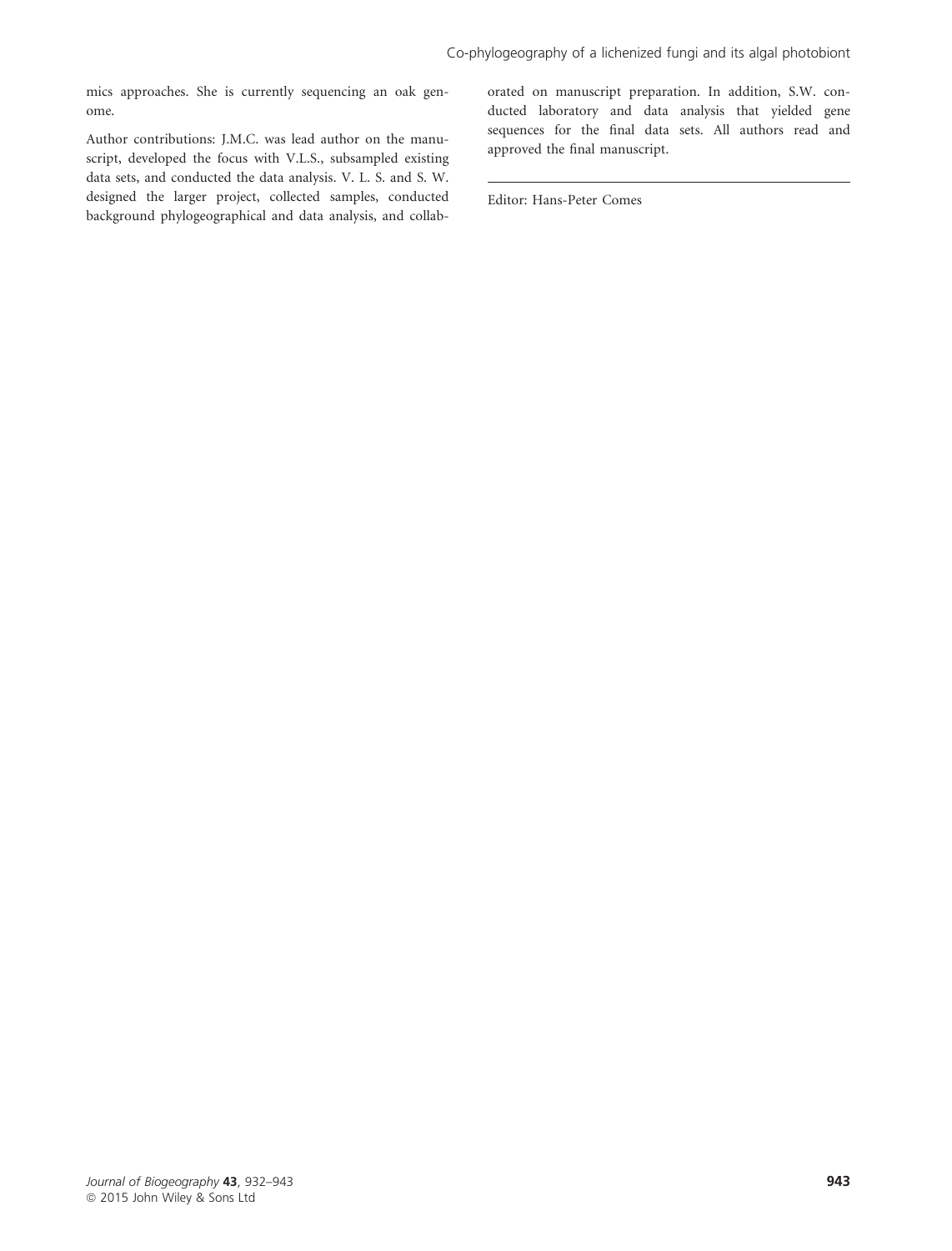mics approaches. She is currently sequencing an oak genome.

Author contributions: J.M.C. was lead author on the manuscript, developed the focus with V.L.S., subsampled existing data sets, and conducted the data analysis. V. L. S. and S. W. designed the larger project, collected samples, conducted background phylogeographical and data analysis, and collaborated on manuscript preparation. In addition, S.W. conducted laboratory and data analysis that yielded gene sequences for the final data sets. All authors read and approved the final manuscript.

---

Editor: Hans-Peter Comes